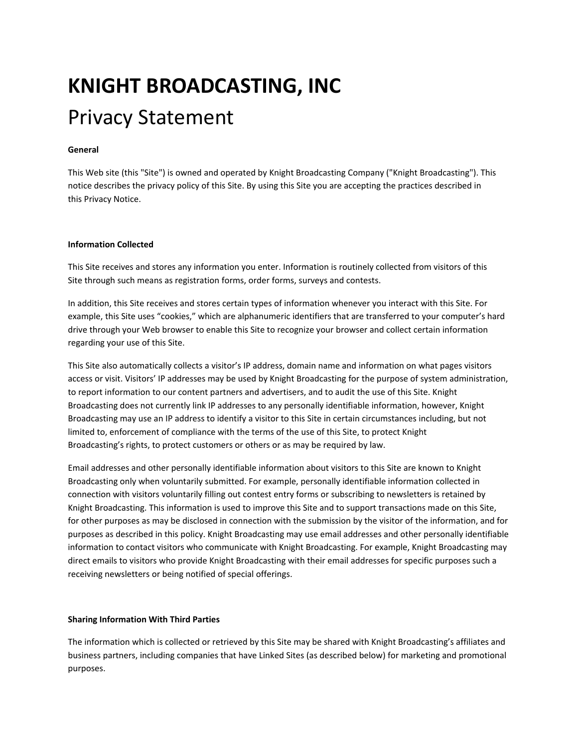# KNIGHT BROADCASTING, INC

## Privacy Statement

**General**

This Web site (this "Site") is owned and operated by Knight Broadcasting Company ("Knight Broadcasting"). This notice describes the privacy policy of this Site. By using this Site you are accepting the practices described in this Privacy Notice.

**Information Collected**

This Site receives and stores any information you enter. Information is routinely collected from visitors of this Site through such means as registration forms, order forms, surveys and contests.

In addition, this Site receives and stores certain types of information whenever you interact with this Site. For example, this Site uses "cookies," which are alphanumeric identifiers that are transferred to your computer's hard drive through your Web browser to enable this Site to recognize your browser and collect certain information regarding your use of this Site.

This Site also automatically collects a visitor's IP address, domain name and information on what pages visitors access or visit. Visitors' IP addresses may be used by Knight Broadcasting for the purpose of system administration, to report information to our content partners and advertisers, and to audit the use of this Site. Knight Broadcasting does not currently link IP addresses to any personally identifiable information, however, Knight Broadcasting may use an IP address to identify a visitor to this Site in certain circumstances including, but not limited to, enforcement of compliance with the terms of the use of this Site, to protect Knight Broadcasting's rights, to protect customers or others or as may be required by law.

Email addresses and other personally identifiable information about visitors to this Site are known to Knight Broadcasting only when voluntarily submitted. For example, personally identifiable information collected in connection with visitors voluntarily filling out contest entry forms or subscribing to newsletters is retained by Knight Broadcasting. This information is used to improve this Site and to support transactions made on this Site, for other purposes as may be disclosed in connection with the submission by the visitor of the information, and for purposes as described in this policy. Knight Broadcasting may use email addresses and other personally identifiable information to contact visitors who communicate with Knight Broadcasting. For example, Knight Broadcasting may direct emails to visitors who provide Knight Broadcasting with their email addresses for specific purposes such a receiving newsletters or being notified of special offerings.

**Sharing Information With Third Parties**

The information which is collected or retrieved by this Site may be shared with Knight Broadcasting's affiliates and business partners, including companies that have Linked Sites (as described below) for marketing and promotional purposes.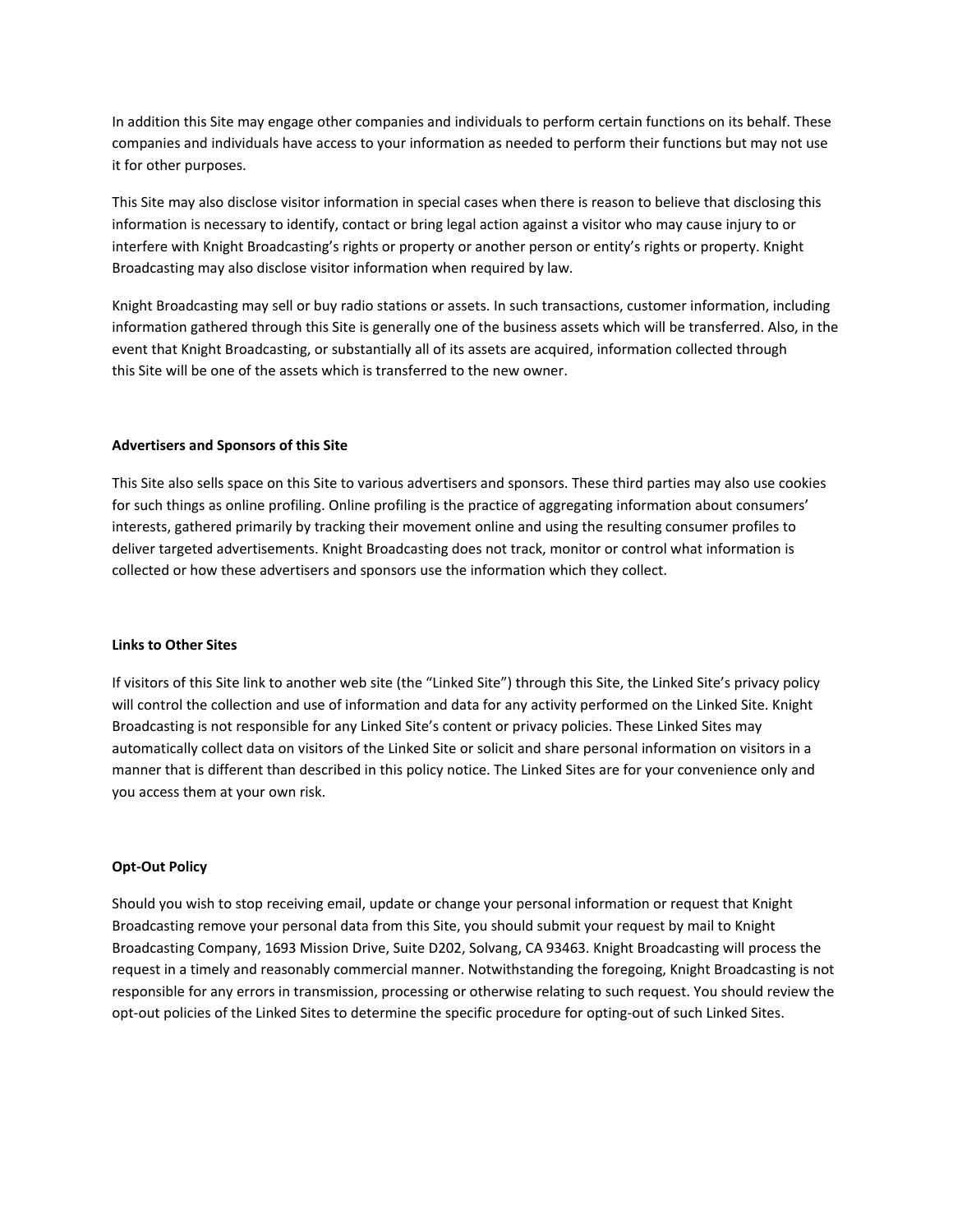In addition this Site may engage other companies and individuals to perform certain functions on its behalf. These companies and individuals have access to your information as needed to perform their functions but may not use it for other purposes.

This Site may also disclose visitor information in special cases when there is reason to believe that disclosing this information is necessary to identify, contact or bring legal action against a visitor who may cause injury to or interfere with Knight Broadcasting's rights or property or another person or entity's rights or property. Knight Broadcasting may also disclose visitor information when required by law.

Knight Broadcasting may sell or buy radio stations or assets. In such transactions, customer information, including information gathered through this Site is generally one of the business assets which will be transferred. Also, in the event that Knight Broadcasting, or substantially all of its assets are acquired, information collected through this Site will be one of the assets which is transferred to the new owner.

**Advertisers and Sponsors of this Site**

This Site also sells space on this Site to various advertisers and sponsors. These third parties may also use cookies for such things as online profiling. Online profiling is the practice of aggregating information about consumers' interests, gathered primarily by tracking their movement online and using the resulting consumer profiles to deliver targeted advertisements. Knight Broadcasting does not track, monitor or control what information is collected or how these advertisers and sponsors use the information which they collect.

**Links to Other Sites**

If visitors of this Site link to another web site (the "Linked Site") through this Site, the Linked Site's privacy policy will control the collection and use of information and data for any activity performed on the Linked Site. Knight Broadcasting is not responsible for any Linked Site's content or privacy policies. These Linked Sites may automatically collect data on visitors of the Linked Site or solicit and share personal information on visitors in a manner that is different than described in this policy notice. The Linked Sites are for your convenience only and you access them at your own risk.

**Opt-Out Policy**

Should you wish to stop receiving email, update or change your personal information or request that Knight Broadcasting remove your personal data from this Site, you should submit your request by mail to Knight Broadcasting Company, 1693 Mission Drive, Suite D202, Solvang, CA 93463. Knight Broadcasting will process the request in a timely and reasonably commercial manner. Notwithstanding the foregoing, Knight Broadcasting is not responsible for any errors in transmission, processing or otherwise relating to such request. You should review the opt-out policies of the Linked Sites to determine the specific procedure for opting-out of such Linked Sites.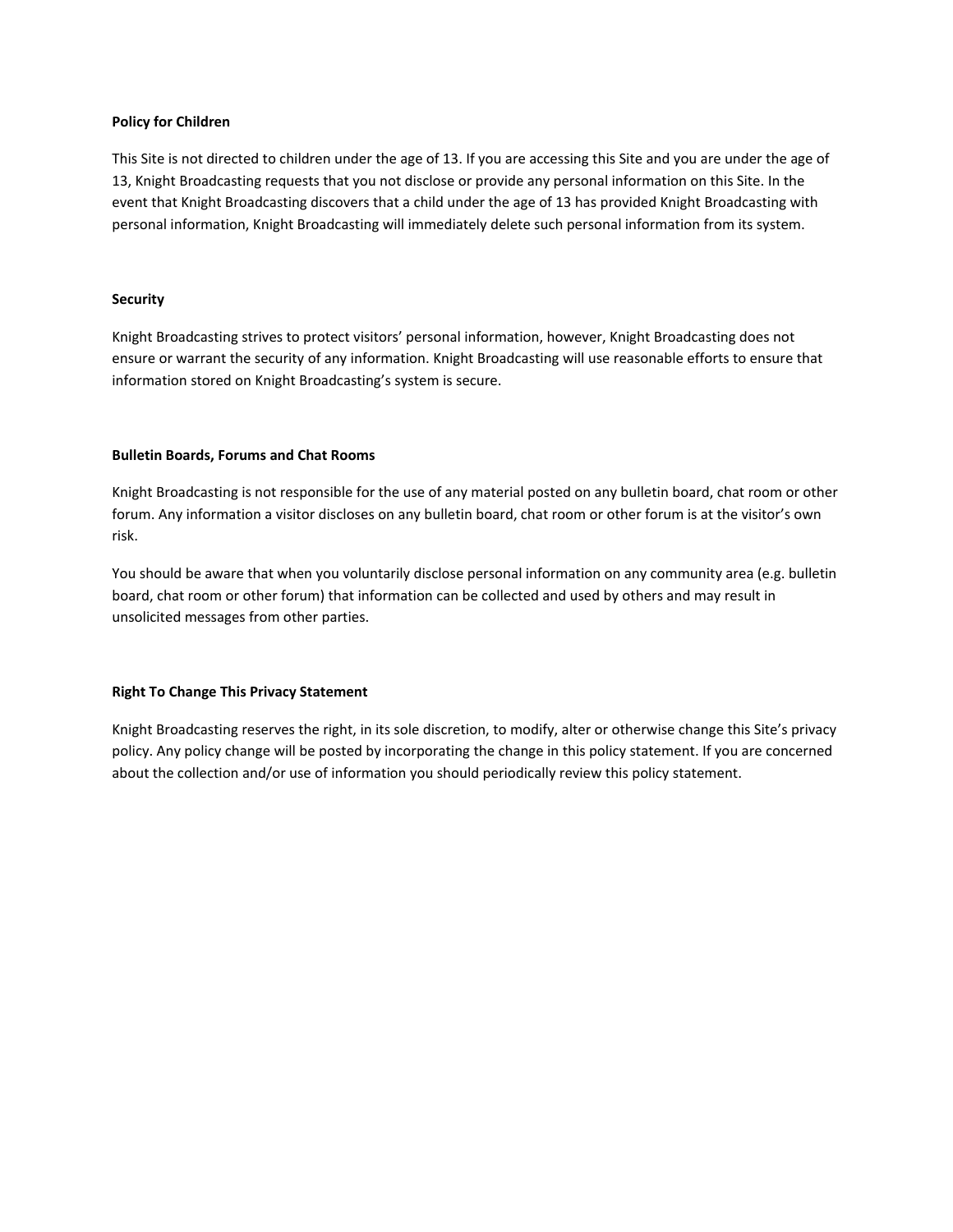**Policy for Children**

This Site is not directed to children under the age of 13. If you are accessing this Site and you are under the age of 13, Knight Broadcasting requests that you not disclose or provide any personal information on this Site. In the event that Knight Broadcasting discovers that a child under the age of 13 has provided Knight Broadcasting with personal information, Knight Broadcasting will immediately delete such personal information from its system.

**Security**

Knight Broadcasting strives to protect visitors' personal information, however, Knight Broadcasting does not ensure or warrant the security of any information. Knight Broadcasting will use reasonable efforts to ensure that information stored on Knight Broadcasting's system is secure.

**Bulletin Boards, Forums and Chat Rooms**

Knight Broadcasting is not responsible for the use of any material posted on any bulletin board, chat room or other forum. Any information a visitor discloses on any bulletin board, chat room or other forum is at the visitor's own risk.

You should be aware that when you voluntarily disclose personal information on any community area (e.g. bulletin board, chat room or other forum) that information can be collected and used by others and may result in unsolicited messages from other parties.

**Right To Change This Privacy Statement**

Knight Broadcasting reserves the right, in its sole discretion, to modify, alter or otherwise change this Site's privacy policy. Any policy change will be posted by incorporating the change in this policy statement. If you are concerned about the collection and/or use of information you should periodically review this policy statement.